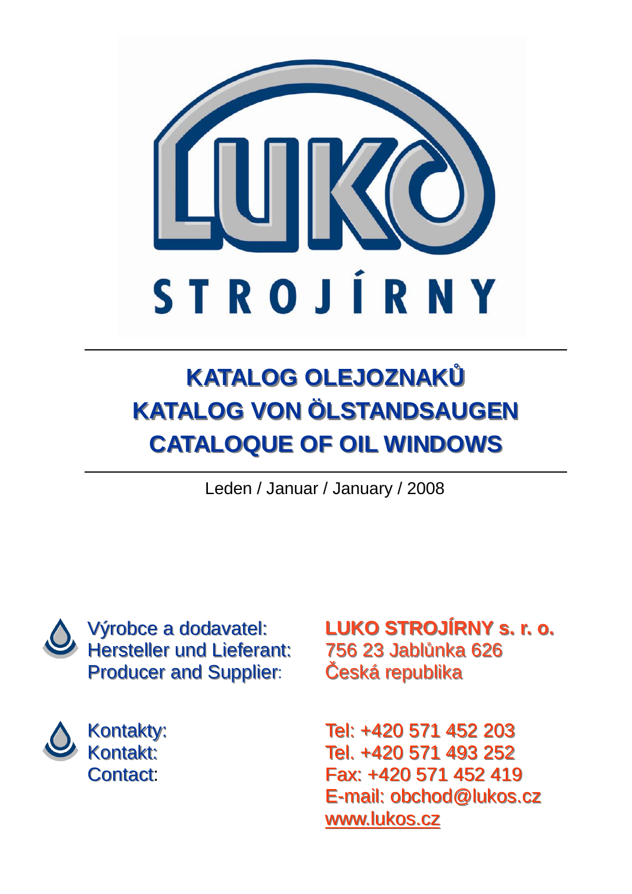LUKO

STROJÍRNY

---

# KATALOG OLEJOZNAKŮ
# KATALOG VON ÖLSTANDSAUGEN
# CATALOQUE OF OIL WINDOWS

---

Leden / Januar / January / 2008

Výrobce a dodavatel:
Hersteller und Lieferant:
Producer and Supplier:

**LUKO STROJÍRNY s. r. o.**
756 23 Jablůnka 626
Česká republika

Kontakty:
Kontakt:
Contact:

Tel: +420 571 452 203
Tel. +420 571 493 252
Fax: +420 571 452 419
E-mail: obchod@lukos.cz
www.lukos.cz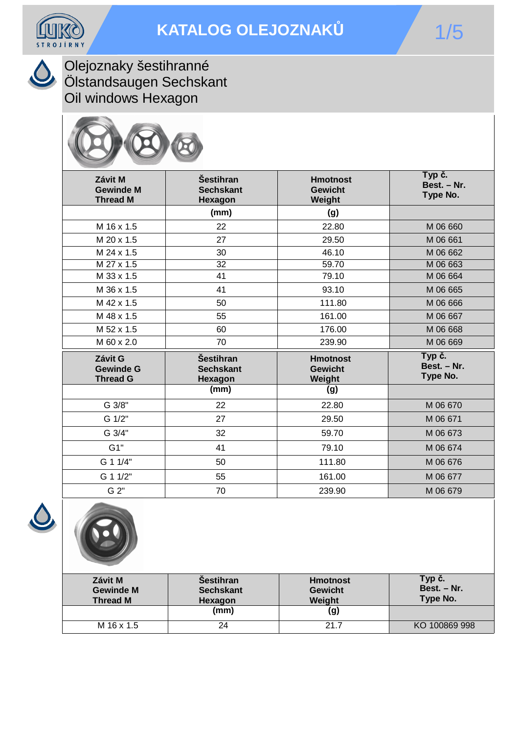# KATALOG OLEJOZNAKŮ

## Olejoznaky šestihranné
## Ölstandsaugen Sechskant
## Oil windows Hexagon

| Závit M<br>Gewinde M<br>Thread M | Šestihran<br>Sechskant<br>Hexagon | Hmotnost<br>Gewicht<br>Weight | Typ č.<br>Best. – Nr.<br>Type No. |
|---|---|---|---|
| | (mm) | (g) | |
| M 16 x 1.5 | 22 | 22.80 | M 06 660 |
| M 20 x 1.5 | 27 | 29.50 | M 06 661 |
| M 24 x 1.5 | 30 | 46.10 | M 06 662 |
| M 27 x 1.5 | 32 | 59.70 | M 06 663 |
| M 33 x 1.5 | 41 | 79.10 | M 06 664 |
| M 36 x 1.5 | 41 | 93.10 | M 06 665 |
| M 42 x 1.5 | 50 | 111.80 | M 06 666 |
| M 48 x 1.5 | 55 | 161.00 | M 06 667 |
| M 52 x 1.5 | 60 | 176.00 | M 06 668 |
| M 60 x 2.0 | 70 | 239.90 | M 06 669 |

| Závit G<br>Gewinde G<br>Thread G | Šestihran<br>Sechskant<br>Hexagon | Hmotnost<br>Gewicht<br>Weight | Typ č.<br>Best. – Nr.<br>Type No. |
|---|---|---|---|
| | (mm) | (g) | |
| G 3/8" | 22 | 22.80 | M 06 670 |
| G 1/2" | 27 | 29.50 | M 06 671 |
| G 3/4" | 32 | 59.70 | M 06 673 |
| G1" | 41 | 79.10 | M 06 674 |
| G 1 1/4" | 50 | 111.80 | M 06 676 |
| G 1 1/2" | 55 | 161.00 | M 06 677 |
| G 2" | 70 | 239.90 | M 06 679 |

| Závit M<br>Gewinde M<br>Thread M | Šestihran<br>Sechskant<br>Hexagon | Hmotnost<br>Gewicht<br>Weight | Typ č.<br>Best. – Nr.<br>Type No. |
|---|---|---|---|
| | (mm) | (g) | |
| M 16 x 1.5 | 24 | 21.7 | KO 100869 998 |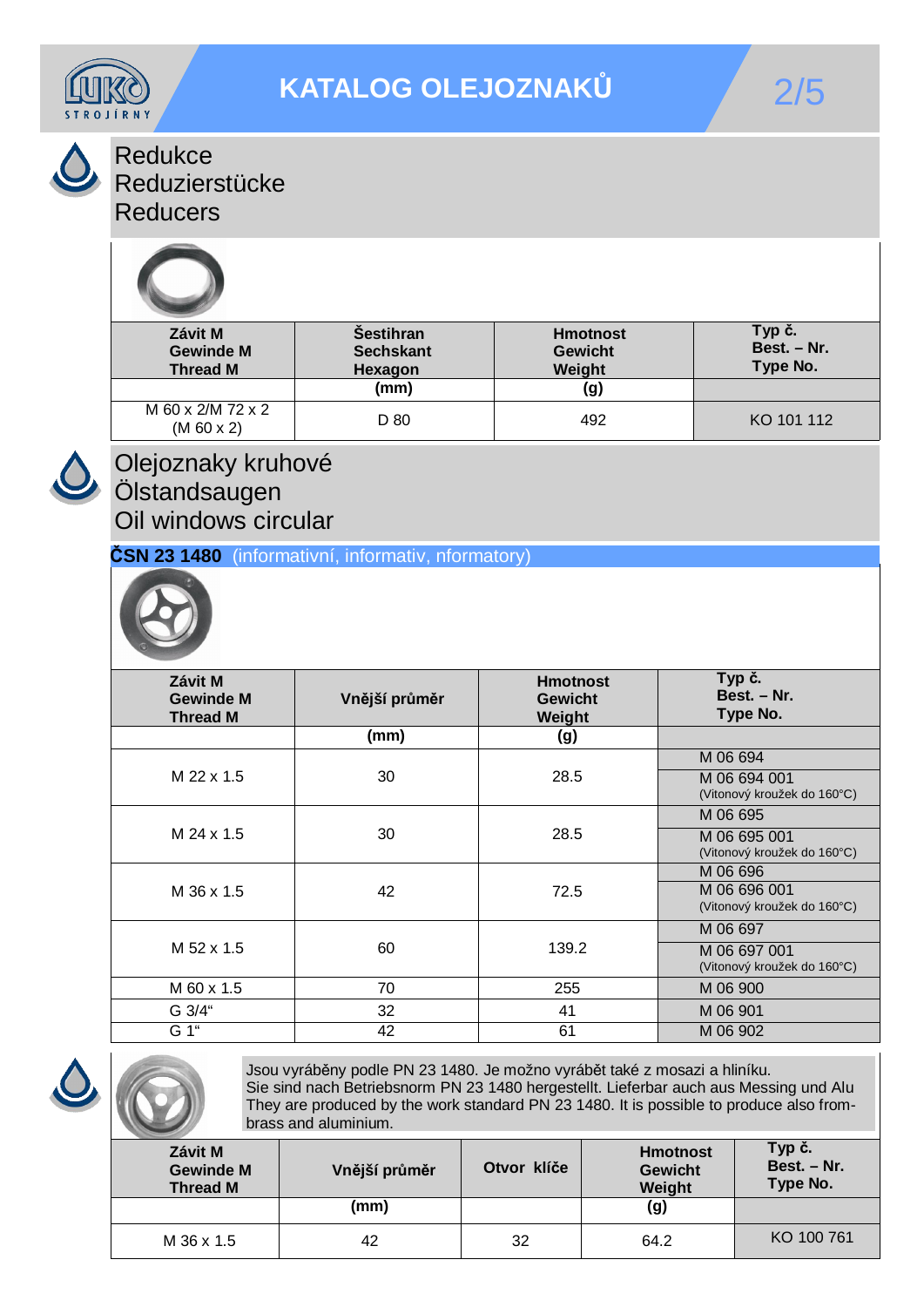# KATALOG OLEJOZNAKŮ

## Redukce
## Reduzierstücke
## Reducers

| Závit M<br>Gewinde M<br>Thread M | Šestihran<br>Sechskant<br>Hexagon | Hmotnost<br>Gewicht<br>Weight | Typ č.<br>Best. – Nr.<br>Type No. |
|---|---|---|---|
| | (mm) | (g) | |
| M 60 x 2/M 72 x 2<br>(M 60 x 2) | D 80 | 492 | KO 101 112 |

## Olejoznaky kruhové
## Ölstandsaugen
## Oil windows circular

**ČSN 23 1480** (informativní, informativ, nformatory)

| Závit M<br>Gewinde M<br>Thread M | Vnější průměr | Hmotnost<br>Gewicht<br>Weight | Typ č.<br>Best. – Nr.<br>Type No. |
|---|---|---|---|
| | (mm) | (g) | |
| M 22 x 1.5 | 30 | 28.5 | M 06 694 |
| | | | M 06 694 001<br>(Vitonový kroužek do 160°C) |
| M 24 x 1.5 | 30 | 28.5 | M 06 695 |
| | | | M 06 695 001<br>(Vitonový kroužek do 160°C) |
| M 36 x 1.5 | 42 | 72.5 | M 06 696 |
| | | | M 06 696 001<br>(Vitonový kroužek do 160°C) |
| M 52 x 1.5 | 60 | 139.2 | M 06 697 |
| | | | M 06 697 001<br>(Vitonový kroužek do 160°C) |
| M 60 x 1.5 | 70 | 255 | M 06 900 |
| G 3/4“ | 32 | 41 | M 06 901 |
| G 1“ | 42 | 61 | M 06 902 |

Jsou vyráběny podle PN 23 1480. Je možno vyrábět také z mosazi a hliníku.
Sie sind nach Betriebsnorm PN 23 1480 hergestellt. Lieferbar auch aus Messing und Alu
They are produced by the work standard PN 23 1480. It is possible to produce also from- brass and aluminium.

| Závit M<br>Gewinde M<br>Thread M | Vnější průměr | Otvor klíče | Hmotnost<br>Gewicht<br>Weight | Typ č.<br>Best. – Nr.<br>Type No. |
|---|---|---|---|---|
| | (mm) | | (g) | |
| M 36 x 1.5 | 42 | 32 | 64.2 | KO 100 761 |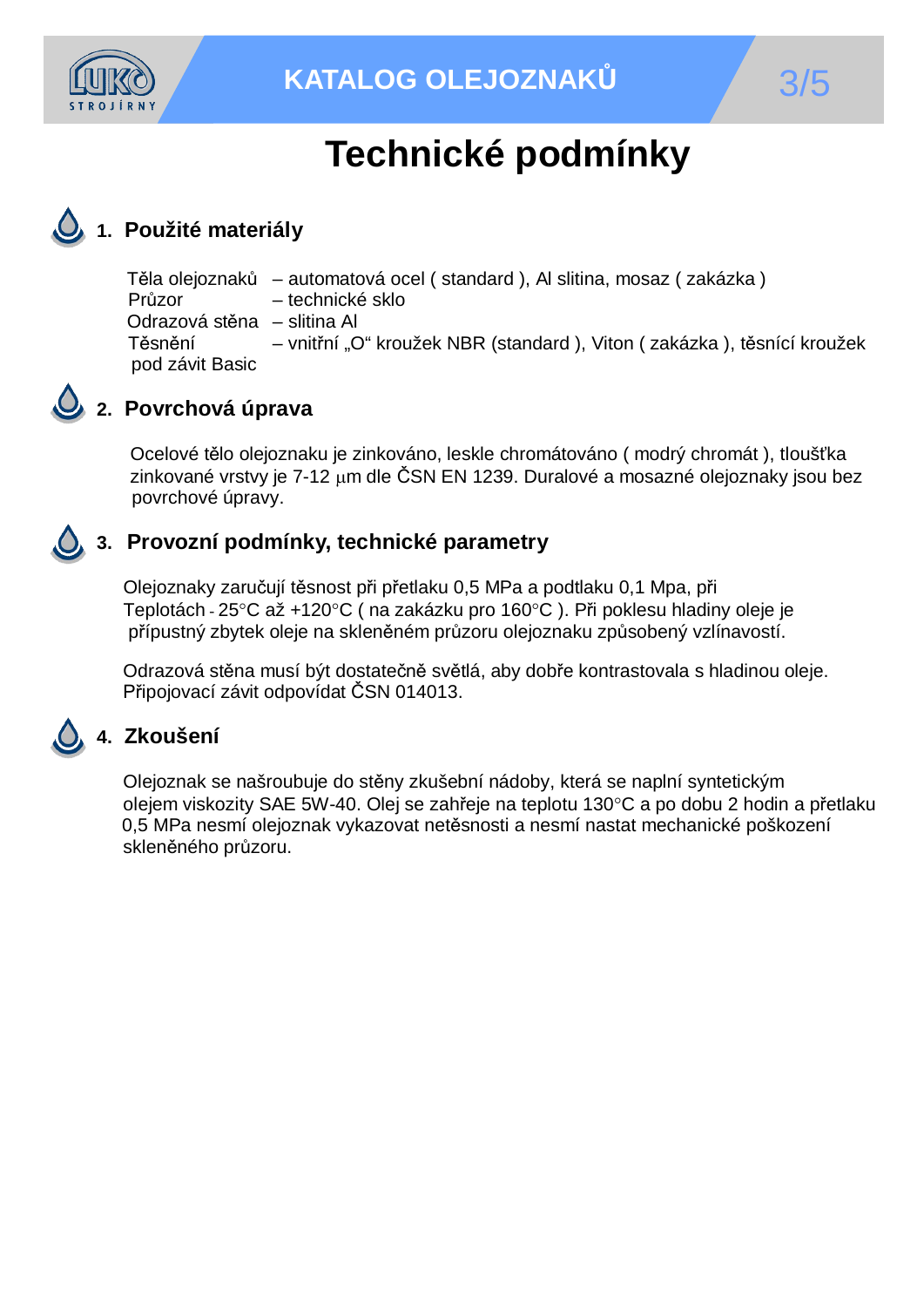# Technické podmínky

## 1. Použité materiály

Těla olejoznaků – automatová ocel ( standard ), Al slitina, mosaz ( zakázka )
Průzor – technické sklo
Odrazová stěna – slitina Al
Těsnění – vnitřní „O“ kroužek NBR (standard ), Viton ( zakázka ), těsnící kroužek pod závit Basic

## 2. Povrchová úprava

Ocelové tělo olejoznaku je zinkováno, leskle chromátováno ( modrý chromát ), tloušťka zinkované vrstvy je 7-12 μm dle ČSN EN 1239. Duralové a mosazné olejoznaky jsou bez povrchové úpravy.

## 3. Provozní podmínky, technické parametry

Olejoznaky zaručují těsnost při přetlaku 0,5 MPa a podtlaku 0,1 Mpa, při Teplotách - 25°C až +120°C ( na zakázku pro 160°C ). Při poklesu hladiny oleje je přípustný zbytek oleje na skleněném průzoru olejoznaku způsobený vzlínavostí.

Odrazová stěna musí být dostatečně světlá, aby dobře kontrastovala s hladinou oleje. Připojovací závit odpovídat ČSN 014013.

## 4. Zkoušení

Olejoznak se našroubuje do stěny zkušební nádoby, která se naplní syntetickým olejem viskozity SAE 5W-40. Olej se zahřeje na teplotu 130°C a po dobu 2 hodin a přetlaku 0,5 MPa nesmí olejoznak vykazovat netěsnosti a nesmí nastat mechanické poškození skleněného průzoru.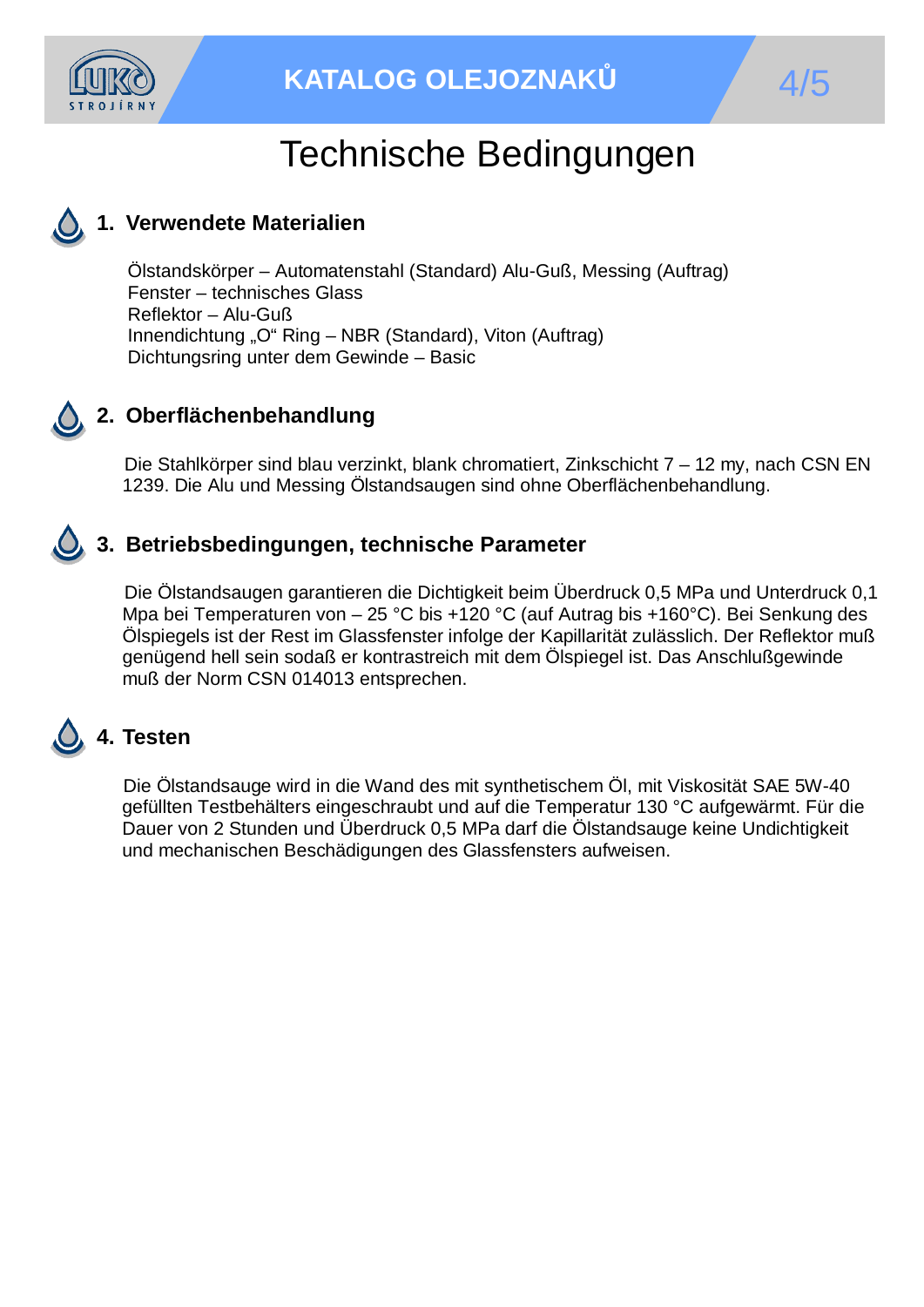# Technische Bedingungen

## 1. Verwendete Materialien

Ölstandskörper – Automatenstahl (Standard) Alu-Guß, Messing (Auftrag)
Fenster – technisches Glass
Reflektor – Alu-Guß
Innendichtung „O“ Ring – NBR (Standard), Viton (Auftrag)
Dichtungsring unter dem Gewinde – Basic

## 2. Oberflächenbehandlung

Die Stahlkörper sind blau verzinkt, blank chromatiert, Zinkschicht 7 – 12 my, nach CSN EN 1239. Die Alu und Messing Ölstandsaugen sind ohne Oberflächenbehandlung.

## 3. Betriebsbedingungen, technische Parameter

Die Ölstandsaugen garantieren die Dichtigkeit beim Überdruck 0,5 MPa und Unterdruck 0,1 Mpa bei Temperaturen von – 25 °C bis +120 °C (auf Autrag bis +160°C). Bei Senkung des Ölspiegels ist der Rest im Glassfenster infolge der Kapillarität zulässlich. Der Reflektor muß genügend hell sein sodaß er kontrastreich mit dem Ölspiegel ist. Das Anschlußgewinde muß der Norm CSN 014013 entsprechen.

## 4. Testen

Die Ölstandsauge wird in die Wand des mit synthetischem Öl, mit Viskosität SAE 5W-40 gefüllten Testbehälters eingeschraubt und auf die Temperatur 130 °C aufgewärmt. Für die Dauer von 2 Stunden und Überdruck 0,5 MPa darf die Ölstandsauge keine Undichtigkeit und mechanischen Beschädigungen des Glassfensters aufweisen.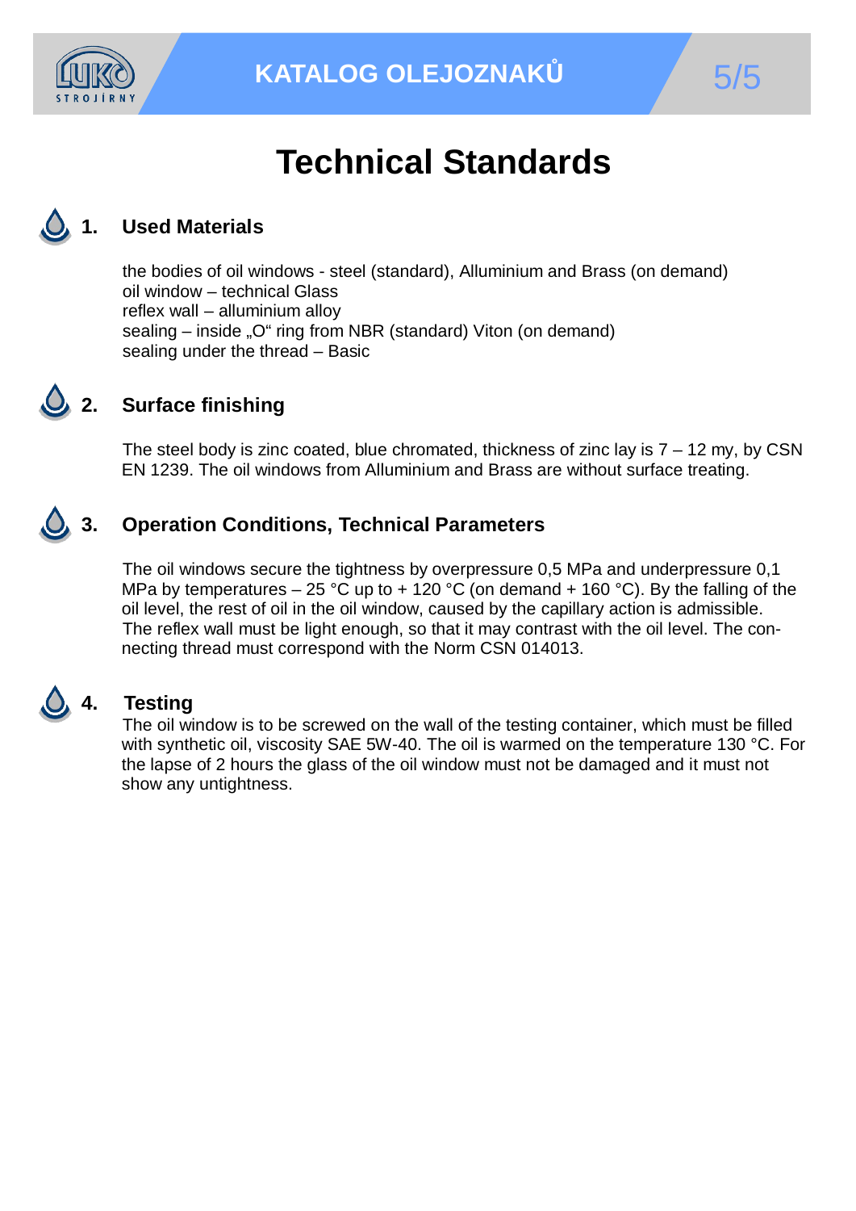# Technical Standards

## 1. Used Materials

the bodies of oil windows - steel (standard), Alluminium and Brass (on demand)
oil window – technical Glass
reflex wall – alluminium alloy
sealing – inside „O" ring from NBR (standard) Viton (on demand)
sealing under the thread – Basic

## 2. Surface finishing

The steel body is zinc coated, blue chromated, thickness of zinc lay is 7 – 12 my, by CSN EN 1239. The oil windows from Alluminium and Brass are without surface treating.

## 3. Operation Conditions, Technical Parameters

The oil windows secure the tightness by overpressure 0,5 MPa and underpressure 0,1 MPa by temperatures – 25 °C up to + 120 °C (on demand + 160 °C). By the falling of the oil level, the rest of oil in the oil window, caused by the capillary action is admissible. The reflex wall must be light enough, so that it may contrast with the oil level. The connecting thread must correspond with the Norm CSN 014013.

## 4. Testing

The oil window is to be screwed on the wall of the testing container, which must be filled with synthetic oil, viscosity SAE 5W-40. The oil is warmed on the temperature 130 °C. For the lapse of 2 hours the glass of the oil window must not be damaged and it must not show any untightness.